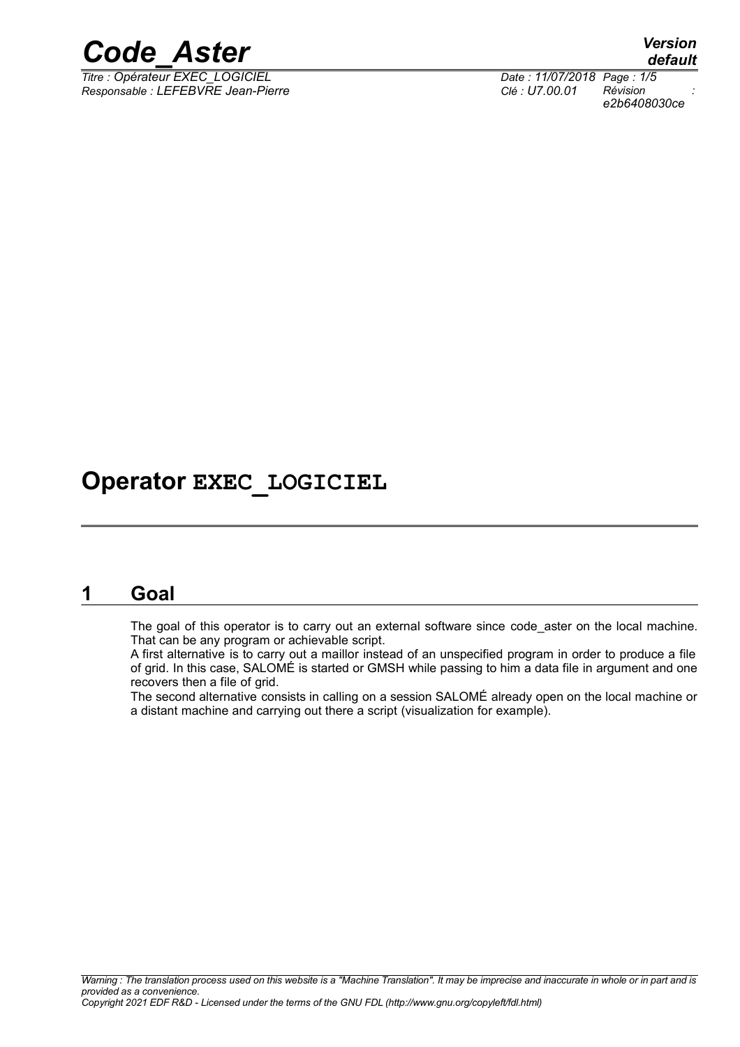# Operator EXEC_LOGICIEL

## 1 Goal

The goal of this operator is to carry out an external software since code_aster on the local machine. That can be any program or achievable script.

A first alternative is to carry out a maillor instead of an unspecified program in order to produce a file of grid. In this case, SALOMÉ is started or GMSH while passing to him a data file in argument and one recovers then a file of grid.

The second alternative consists in calling on a session SALOMÉ already open on the local machine or a distant machine and carrying out there a script (visualization for example).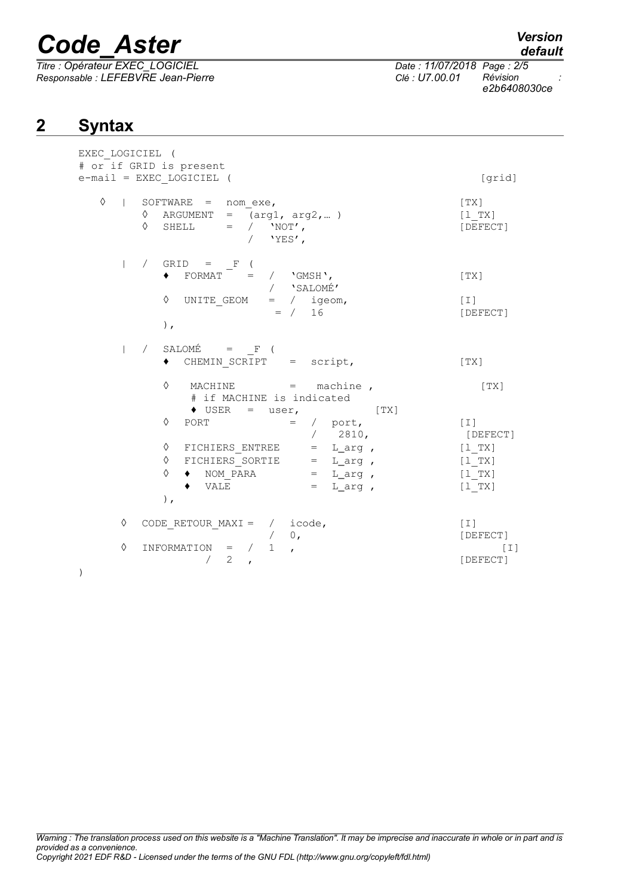## 2 Syntax

```
EXEC_LOGICIEL (
# or if GRID is present
e-mail = EXEC_LOGICIEL (                                        [grid]

   ◊  |  SOFTWARE  =  nom_exe,                                  [TX]
         ◊  ARGUMENT  =  (arg1, arg2,… )                        [l_TX]
         ◊  SHELL     =  /  'NOT',                              [DEFECT]
                         /  'YES',

      |  /  GRID   =  _F (
            ♦  FORMAT    =  /  'GMSH',                          [TX]
                            /  'SALOMÉ'
            ◊  UNITE_GEOM   =  /  igeom,                        [I]
                               =  /  16                         [DEFECT]
            ),

      |  /  SALOMÉ    =  _F (
            ♦  CHEMIN_SCRIPT    =  script,                      [TX]

            ◊   MACHINE         =   machine ,                   [TX]
                # if MACHINE is indicated
                ♦ USER   =  user,                 [TX]
            ◊  PORT              =  /  port,                    [I]
                                    /   2810,                   [DEFECT]
            ◊  FICHIERS_ENTREE     =  L_arg ,                   [l_TX]
            ◊  FICHIERS_SORTIE     =  L_arg ,                   [l_TX]
            ◊  ♦  NOM_PARA         =  L_arg ,                   [l_TX]
               ♦  VALE             =  L_arg ,                   [l_TX]
            ),

      ◊  CODE_RETOUR_MAXI =  /  icode,                          [I]
                             /  0,                              [DEFECT]
      ◊  INFORMATION   =  /  1  ,                               [I]
                  /  2  ,                                       [DEFECT]
)
```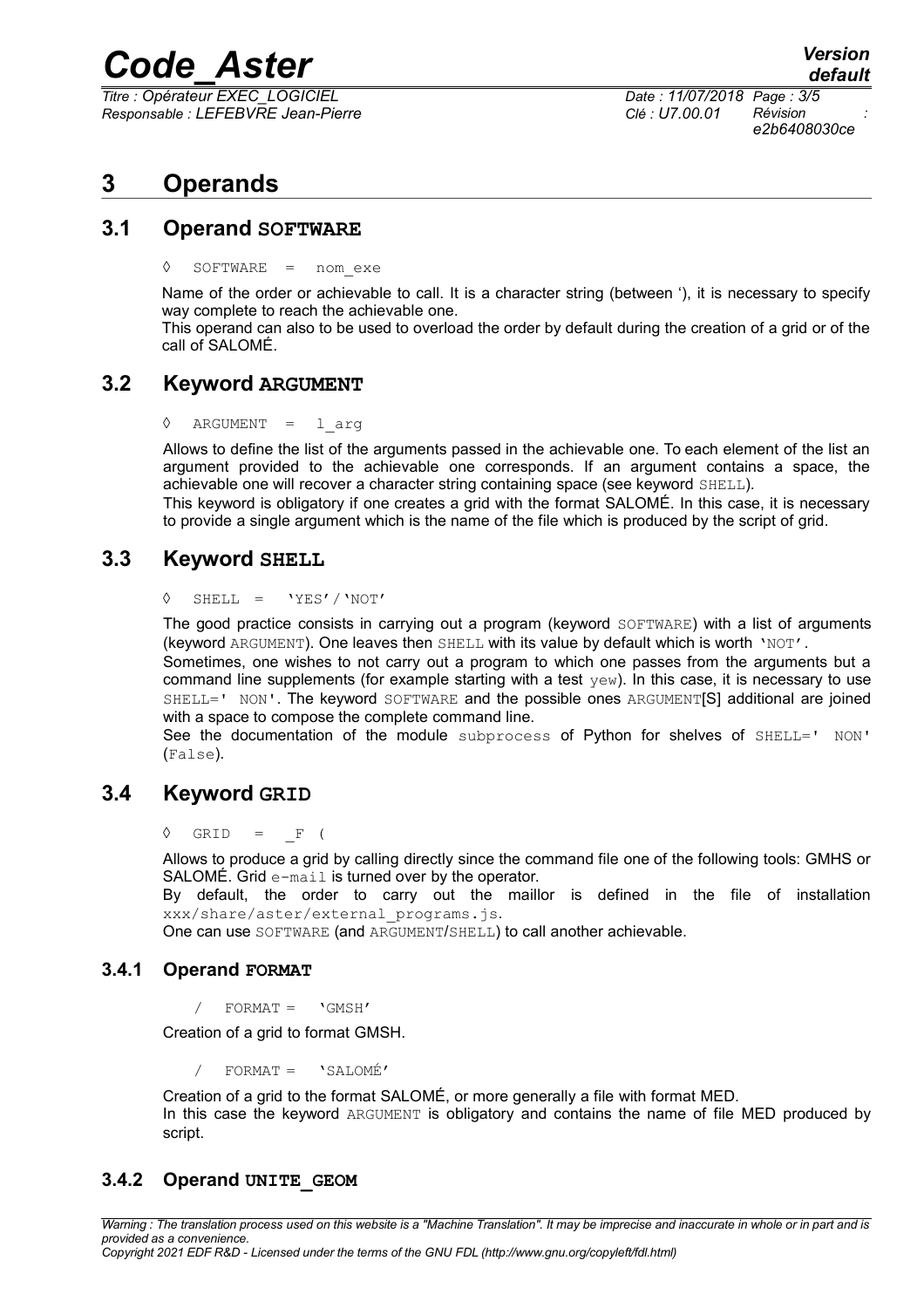# 3 Operands

## 3.1 Operand SOFTWARE

◊ SOFTWARE = nom_exe

Name of the order or achievable to call. It is a character string (between ‘), it is necessary to specify way complete to reach the achievable one.
This operand can also to be used to overload the order by default during the creation of a grid or of the call of SALOMÉ.

## 3.2 Keyword ARGUMENT

◊ ARGUMENT = l_arg

Allows to define the list of the arguments passed in the achievable one. To each element of the list an argument provided to the achievable one corresponds. If an argument contains a space, the achievable one will recover a character string containing space (see keyword SHELL).
This keyword is obligatory if one creates a grid with the format SALOMÉ. In this case, it is necessary to provide a single argument which is the name of the file which is produced by the script of grid.

## 3.3 Keyword SHELL

◊ SHELL = 'YES'/'NOT'

The good practice consists in carrying out a program (keyword SOFTWARE) with a list of arguments (keyword ARGUMENT). One leaves then SHELL with its value by default which is worth 'NOT'.
Sometimes, one wishes to not carry out a program to which one passes from the arguments but a command line supplements (for example starting with a test yew). In this case, it is necessary to use SHELL=' NON'. The keyword SOFTWARE and the possible ones ARGUMENT[S] additional are joined with a space to compose the complete command line.
See the documentation of the module subprocess of Python for shelves of SHELL=' NON' (False).

## 3.4 Keyword GRID

◊ GRID = _F (

Allows to produce a grid by calling directly since the command file one of the following tools: GMHS or SALOMÉ. Grid e-mail is turned over by the operator.
By default, the order to carry out the maillor is defined in the file of installation xxx/share/aster/external_programs.js.
One can use SOFTWARE (and ARGUMENT/SHELL) to call another achievable.

### 3.4.1 Operand FORMAT

/ FORMAT = 'GMSH'

Creation of a grid to format GMSH.

/ FORMAT = 'SALOMÉ'

Creation of a grid to the format SALOMÉ, or more generally a file with format MED.
In this case the keyword ARGUMENT is obligatory and contains the name of file MED produced by script.

### 3.4.2 Operand UNITE_GEOM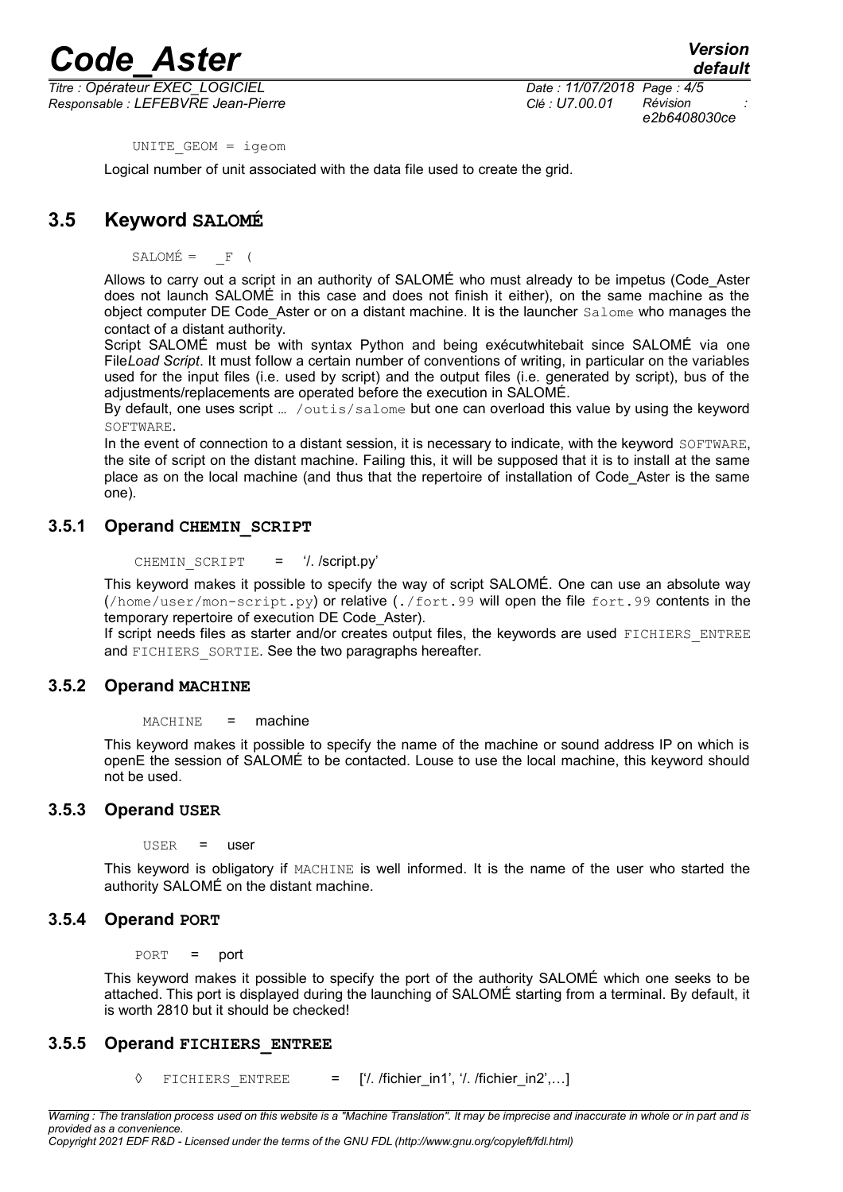```
UNITE_GEOM = igeom
```

Logical number of unit associated with the data file used to create the grid.

## 3.5 Keyword SALOMÉ

```
SALOMÉ = _F (
```

Allows to carry out a script in an authority of SALOMÉ who must already to be impetus (Code_Aster does not launch SALOMÉ in this case and does not finish it either), on the same machine as the object computer DE Code_Aster or on a distant machine. It is the launcher `Salome` who manages the contact of a distant authority.

Script SALOMÉ must be with syntax Python and being exécutwhitebait since SALOMÉ via one File*Load Script*. It must follow a certain number of conventions of writing, in particular on the variables used for the input files (i.e. used by script) and the output files (i.e. generated by script), bus of the adjustments/replacements are operated before the execution in SALOMÉ.

By default, one uses script … `/outis/salome` but one can overload this value by using the keyword `SOFTWARE`.

In the event of connection to a distant session, it is necessary to indicate, with the keyword `SOFTWARE`, the site of script on the distant machine. Failing this, it will be supposed that it is to install at the same place as on the local machine (and thus that the repertoire of installation of Code_Aster is the same one).

### 3.5.1 Operand CHEMIN_SCRIPT

```
CHEMIN_SCRIPT = '/. /script.py'
```

This keyword makes it possible to specify the way of script SALOMÉ. One can use an absolute way (`/home/user/mon-script.py`) or relative (`./fort.99` will open the file `fort.99` contents in the temporary repertoire of execution DE Code_Aster).

If script needs files as starter and/or creates output files, the keywords are used `FICHIERS_ENTREE` and `FICHIERS_SORTIE`. See the two paragraphs hereafter.

### 3.5.2 Operand MACHINE

```
MACHINE = machine
```

This keyword makes it possible to specify the name of the machine or sound address IP on which is openE the session of SALOMÉ to be contacted. Louse to use the local machine, this keyword should not be used.

### 3.5.3 Operand USER

```
USER = user
```

This keyword is obligatory if `MACHINE` is well informed. It is the name of the user who started the authority SALOMÉ on the distant machine.

### 3.5.4 Operand PORT

```
PORT = port
```

This keyword makes it possible to specify the port of the authority SALOMÉ which one seeks to be attached. This port is displayed during the launching of SALOMÉ starting from a terminal. By default, it is worth 2810 but it should be checked!

### 3.5.5 Operand FICHIERS_ENTREE

```
◊ FICHIERS_ENTREE = ['/. /fichier_in1', '/. /fichier_in2',…]
```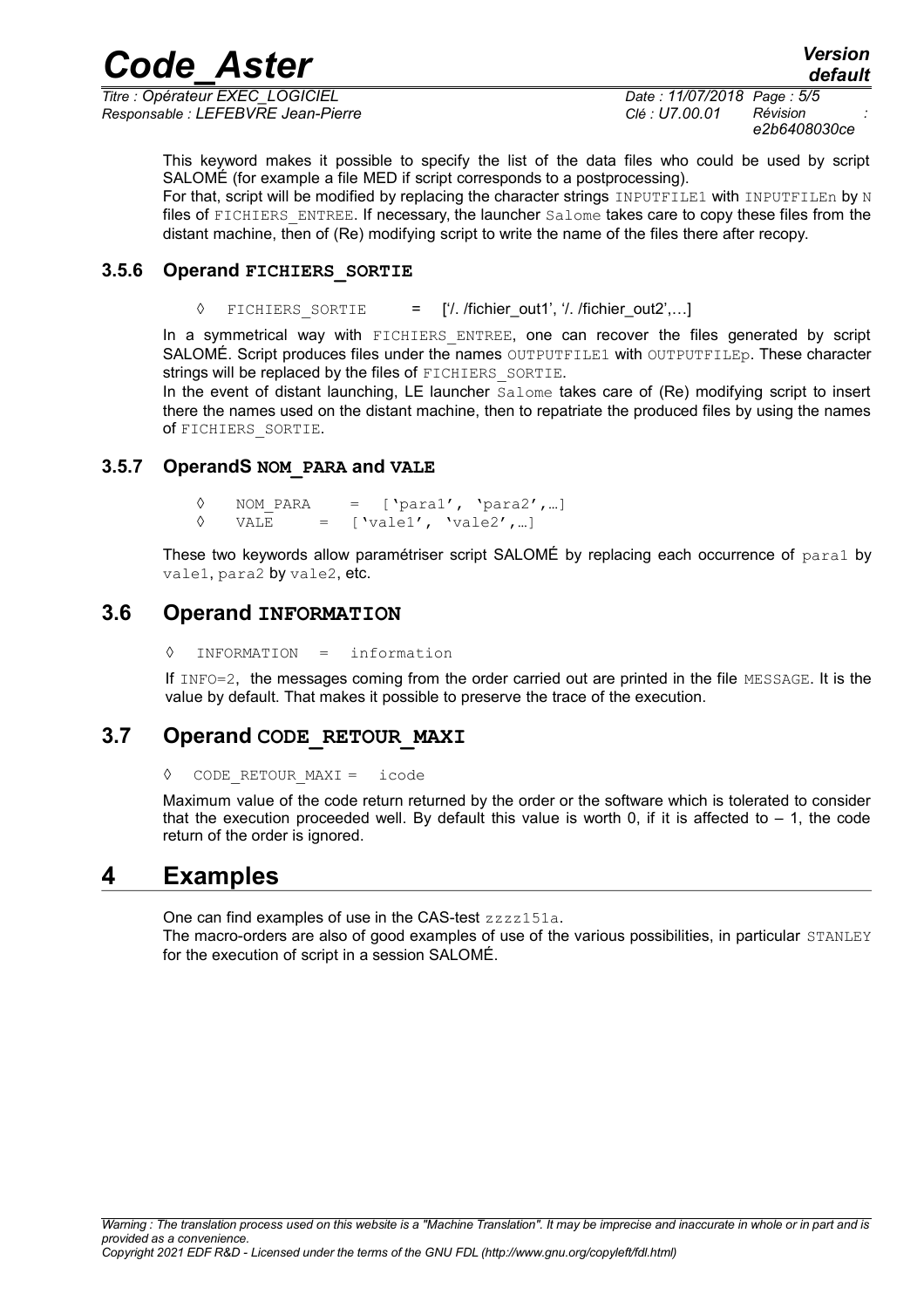This keyword makes it possible to specify the list of the data files who could be used by script SALOMÉ (for example a file MED if script corresponds to a postprocessing).
For that, script will be modified by replacing the character strings INPUTFILE1 with INPUTFILEn by N files of FICHIERS_ENTREE. If necessary, the launcher Salome takes care to copy these files from the distant machine, then of (Re) modifying script to write the name of the files there after recopy.

### 3.5.6 Operand FICHIERS_SORTIE

◊ FICHIERS_SORTIE = ['/. /fichier_out1', '/. /fichier_out2',…]

In a symmetrical way with FICHIERS_ENTREE, one can recover the files generated by script SALOMÉ. Script produces files under the names OUTPUTFILE1 with OUTPUTFILEp. These character strings will be replaced by the files of FICHIERS_SORTIE.
In the event of distant launching, LE launcher Salome takes care of (Re) modifying script to insert there the names used on the distant machine, then to repatriate the produced files by using the names of FICHIERS_SORTIE.

### 3.5.7 OperandS NOM_PARA and VALE

```
◊   NOM_PARA    =  ['para1', 'para2',…]
◊   VALE     =  ['vale1', 'vale2',…]
```

These two keywords allow paramétriser script SALOMÉ by replacing each occurrence of para1 by vale1, para2 by vale2, etc.

## 3.6 Operand INFORMATION

◊ INFORMATION = information

If INFO=2, the messages coming from the order carried out are printed in the file MESSAGE. It is the value by default. That makes it possible to preserve the trace of the execution.

## 3.7 Operand CODE_RETOUR_MAXI

◊ CODE_RETOUR_MAXI = icode

Maximum value of the code return returned by the order or the software which is tolerated to consider that the execution proceeded well. By default this value is worth 0, if it is affected to – 1, the code return of the order is ignored.

# 4 Examples

One can find examples of use in the CAS-test zzzz151a.
The macro-orders are also of good examples of use of the various possibilities, in particular STANLEY for the execution of script in a session SALOMÉ.